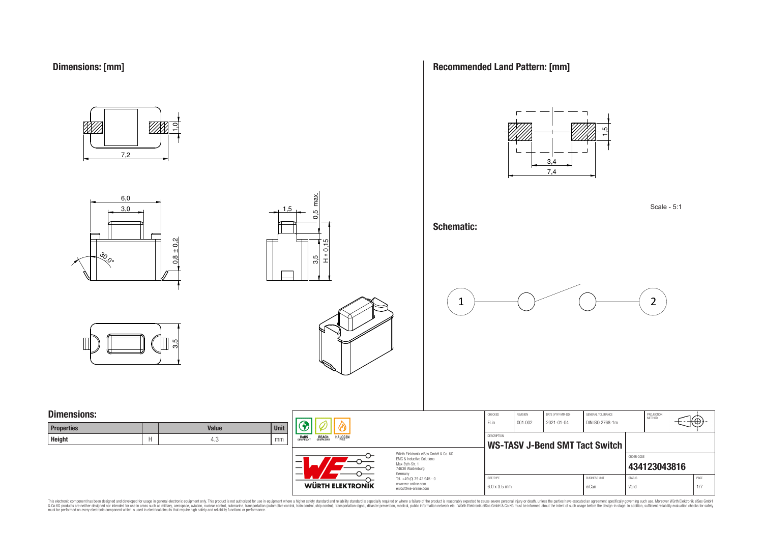## Dimensions: [mm]

7,2

1,0

6,0

3,0

30,0°

0,8 ± 0,2

1,5

0,5 max.

3,5

H ± 0,15

3,5

## Recommended Land Pattern: [mm]

1,5

3,4

7,4

Scale - 5:1

## Schematic:

1

2

## Dimensions:

| Properties | | Value | Unit |
|---|---|---|---|
| Height | H | 4.3 | mm |

RoHS COMPLIANT | REACh COMPLIANT | HALOGEN FREE

Würth Elektronik eiSos GmbH & Co. KG
EMC & Inductive Solutions
Max-Eyth-Str. 1
74638 Waldenburg
Germany
Tel. +49 (0) 79 42 945 - 0
www.we-online.com
eiSos@we-online.com

WÜRTH ELEKTRONIK

| CHECKED | REVISION | DATE (YYYY-MM-DD) | GENERAL TOLERANCE | PROJECTION METHOD |
|---|---|---|---|---|
| ELin | 001.002 | 2021-01-04 | DIN ISO 2768-1m | |

DESCRIPTION

**WS-TASV J-Bend SMT Tact Switch**

ORDER CODE

**434123043816**

| SIZE/TYPE | BUSINESS UNIT | STATUS | PAGE |
|---|---|---|---|
| 6.0 x 3.5 mm | eiCan | Valid | 1/7 |

This electronic component has been designed and developed for usage in general electronic equipment only. This product is not authorized for use in equipment where a higher safety standard and reliability standard is especially required or where a failure of the product is reasonably expected to cause severe personal injury or death, unless the parties have executed an agreement specifically governing such use. Moreover Würth Elektronik eiSos GmbH & Co KG products are neither designed nor intended for use in areas such as military, aerospace, aviation, nuclear control, submarine, transportation (automotive control, train control, ship control), transportation signal, disaster prevention, medical, public information network etc.. Würth Elektronik eiSos GmbH & Co KG must be informed about the intent of such usage before the design-in stage. In addition, sufficient reliability evaluation checks for safety must be performed on every electronic component which is used in electrical circuits that require high safety and reliability functions or performance.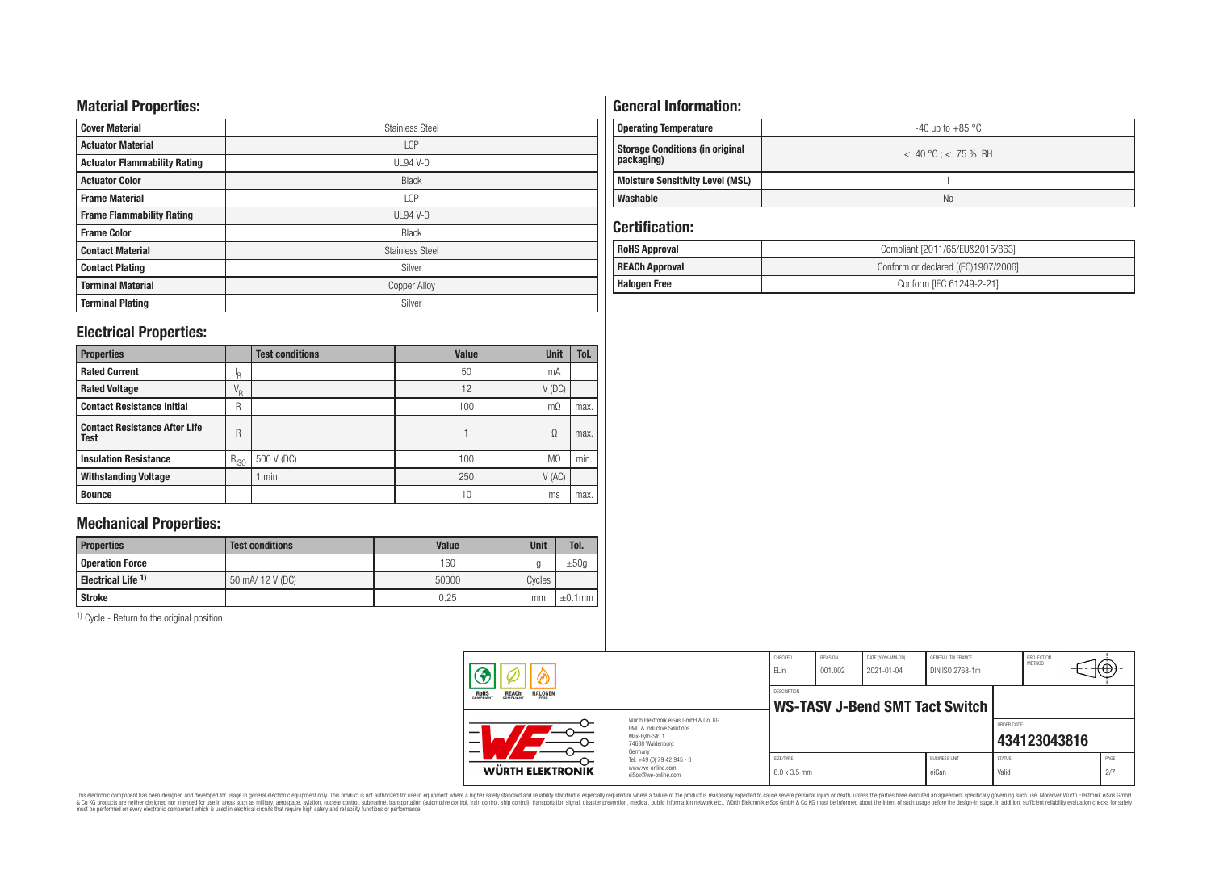## Material Properties:

| Cover Material | Stainless Steel |
|---|---|
| Actuator Material | LCP |
| Actuator Flammability Rating | UL94 V-0 |
| Actuator Color | Black |
| Frame Material | LCP |
| Frame Flammability Rating | UL94 V-0 |
| Frame Color | Black |
| Contact Material | Stainless Steel |
| Contact Plating | Silver |
| Terminal Material | Copper Alloy |
| Terminal Plating | Silver |

## Electrical Properties:

| Properties | | Test conditions | Value | Unit | Tol. |
|---|---|---|---|---|---|
| Rated Current | $I_R$ | | 50 | mA | |
| Rated Voltage | $V_R$ | | 12 | V (DC) | |
| Contact Resistance Initial | R | | 100 | mΩ | max. |
| Contact Resistance After Life Test | R | | 1 | Ω | max. |
| Insulation Resistance | $R_{ISO}$ | 500 V (DC) | 100 | MΩ | min. |
| Withstanding Voltage | | 1 min | 250 | V (AC) | |
| Bounce | | | 10 | ms | max. |

## Mechanical Properties:

| Properties | Test conditions | Value | Unit | Tol. |
|---|---|---|---|---|
| Operation Force | | 160 | g | ±50g |
| Electrical Life [1] | 50 mA/ 12 V (DC) | 50000 | Cycles | |
| Stroke | | 0.25 | mm | ±0.1mm |

[1] Cycle - Return to the original position

## General Information:

| Operating Temperature | -40 up to +85 °C |
|---|---|
| Storage Conditions (in original packaging) | < 40 °C ; < 75 % RH |
| Moisture Sensitivity Level (MSL) | 1 |
| Washable | No |

## Certification:

| RoHS Approval | Compliant [2011/65/EU&2015/863] |
|---|---|
| REACh Approval | Conform or declared [(EC)1907/2006] |
| Halogen Free | Conform [IEC 61249-2-21] |

| CHECKED | REVISION | DATE (YYYY-MM-DD) | GENERAL TOLERANCE | PROJECTION METHOD |
|---|---|---|---|---|
| ELin | 001.002 | 2021-01-04 | DIN ISO 2768-1m | |

DESCRIPTION: **WS-TASV J-Bend SMT Tact Switch**

ORDER CODE: **434123043816**

| SIZE/TYPE | BUSINESS UNIT | STATUS | PAGE |
|---|---|---|---|
| 6.0 x 3.5 mm | eiCan | Valid | 2/7 |

Würth Elektronik eiSos GmbH & Co. KG
EMC & Inductive Solutions
Max-Eyth-Str. 1
74638 Waldenburg
Germany
Tel. +49 (0) 79 42 945 - 0
www.we-online.com
eiSos@we-online.com

This electronic component has been designed and developed for usage in general electronic equipment only. This product is not authorized for use in equipment where a higher safety standard and reliability standard is especially required or where a failure of the product is reasonably expected to cause severe personal injury or death, unless the parties have executed an agreement specifically governing such use. Moreover Würth Elektronik eiSos GmbH & Co KG products are neither designed nor intended for use in areas such as military, aerospace, aviation, nuclear control, submarine, transportation (automotive control, train control, ship control), transportation signal, disaster prevention, medical, public information network etc.. Würth Elektronik eiSos GmbH & Co KG must be informed about the intent of such usage before the design-in stage. In addition, sufficient reliability evaluation checks for safety must be performed on every electronic component which is used in electrical circuits that require high safety and reliability functions or performance.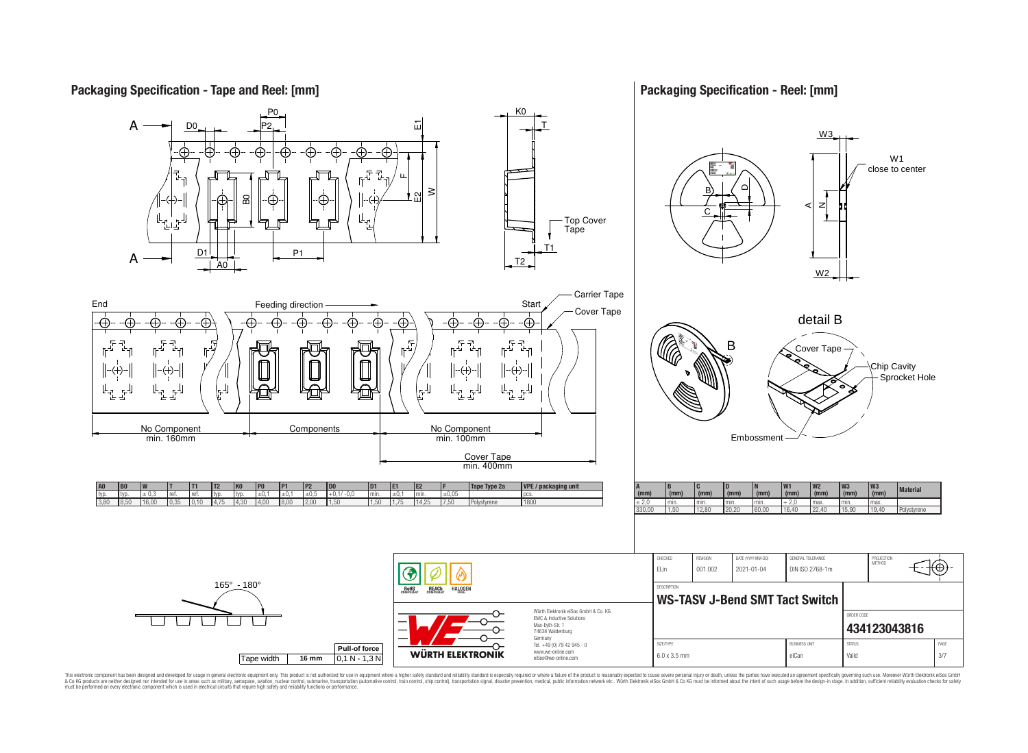## Packaging Specification - Tape and Reel: [mm]

Top Cover Tape

End — Feeding direction — Start

Carrier Tape

Cover Tape

No Component min. 160mm | Components | No Component min. 100mm

Cover Tape min. 400mm

| A0 | B0 | W | T | T1 | T2 | K0 | P0 | P1 | P2 | D0 | D1 | E1 | E2 | F | Tape Type 2a | VPE / packaging unit |
|---|---|---|---|---|---|---|---|---|---|---|---|---|---|---|---|---|
| typ. | typ. | ± 0,3 | ref. | ref. | typ. | typ. | ±0,1 | ±0,1 | ±0,5 | +0,1/ -0,0 | min. | ±0,1 | min. | ±0,05 | | pcs. |
| 3,80 | 8,50 | 16,00 | 0,35 | 0,10 | 4,75 | 4,30 | 4,00 | 8,00 | 2,00 | 1,50 | 1,50 | 1,75 | 14,25 | 7,50 | Polystyrene | 1800 |

165° - 180°

| | | Pull-of force |
|---|---|---|
| Tape width | 16 mm | 0,1 N - 1,3 N |

## Packaging Specification - Reel: [mm]

W1 close to center

detail B

Cover Tape

Chip Cavity

Sprocket Hole

Embossment

| A (mm) | B (mm) | C (mm) | D (mm) | N (mm) | W1 (mm) | W2 (mm) | W3 (mm) | W3 (mm) | Material |
|---|---|---|---|---|---|---|---|---|---|
| ± 2,0 | min. | min. | min. | min. | + 2,0 | max. | min. | max. | |
| 330,00 | 1,50 | 12,80 | 20,20 | 60,00 | 16,40 | 22,40 | 15,90 | 19,40 | Polystyrene |

| CHECKED | REVISION | DATE (YYYY-MM-DD) | GENERAL TOLERANCE | PROJECTION METHOD |
|---|---|---|---|---|
| ELin | 001.002 | 2021-01-04 | DIN ISO 2768-1m | |

DESCRIPTION

**WS-TASV J-Bend SMT Tact Switch**

ORDER CODE

**434123043816**

| SIZE/TYPE | BUSINESS UNIT | STATUS | PAGE |
|---|---|---|---|
| 6.0 x 3.5 mm | eiCan | Valid | 3/7 |

RoHS COMPLIANT — REACh COMPLIANT — HALOGEN FREE

WÜRTH ELEKTRONIK

Würth Elektronik eiSos GmbH & Co. KG
EMC & Inductive Solutions
Max-Eyth-Str. 1
74638 Waldenburg
Germany
Tel. +49 (0) 79 42 945 - 0
www.we-online.com
eiSos@we-online.com

This electronic component has been designed and developed for usage in general electronic equipment only. This product is not authorized for use in equipment where a higher safety standard and reliability standard is especially required or where a failure of the product is reasonably expected to cause severe personal injury or death, unless the parties have executed an agreement specifically governing such use. Moreover Würth Elektronik eiSos GmbH & Co KG products are neither designed nor intended for use in areas such as military, aerospace, aviation, nuclear control, submarine, transportation (automotive control, train control, ship control), transportation signal, disaster prevention, medical, public information network etc.. Würth Elektronik eiSos GmbH & Co KG must be informed about the intent of such usage before the design-in stage. In addition, sufficient reliability evaluation checks for safety must be performed on every electronic component which is used in electrical circuits that require high safety and reliability functions or performance.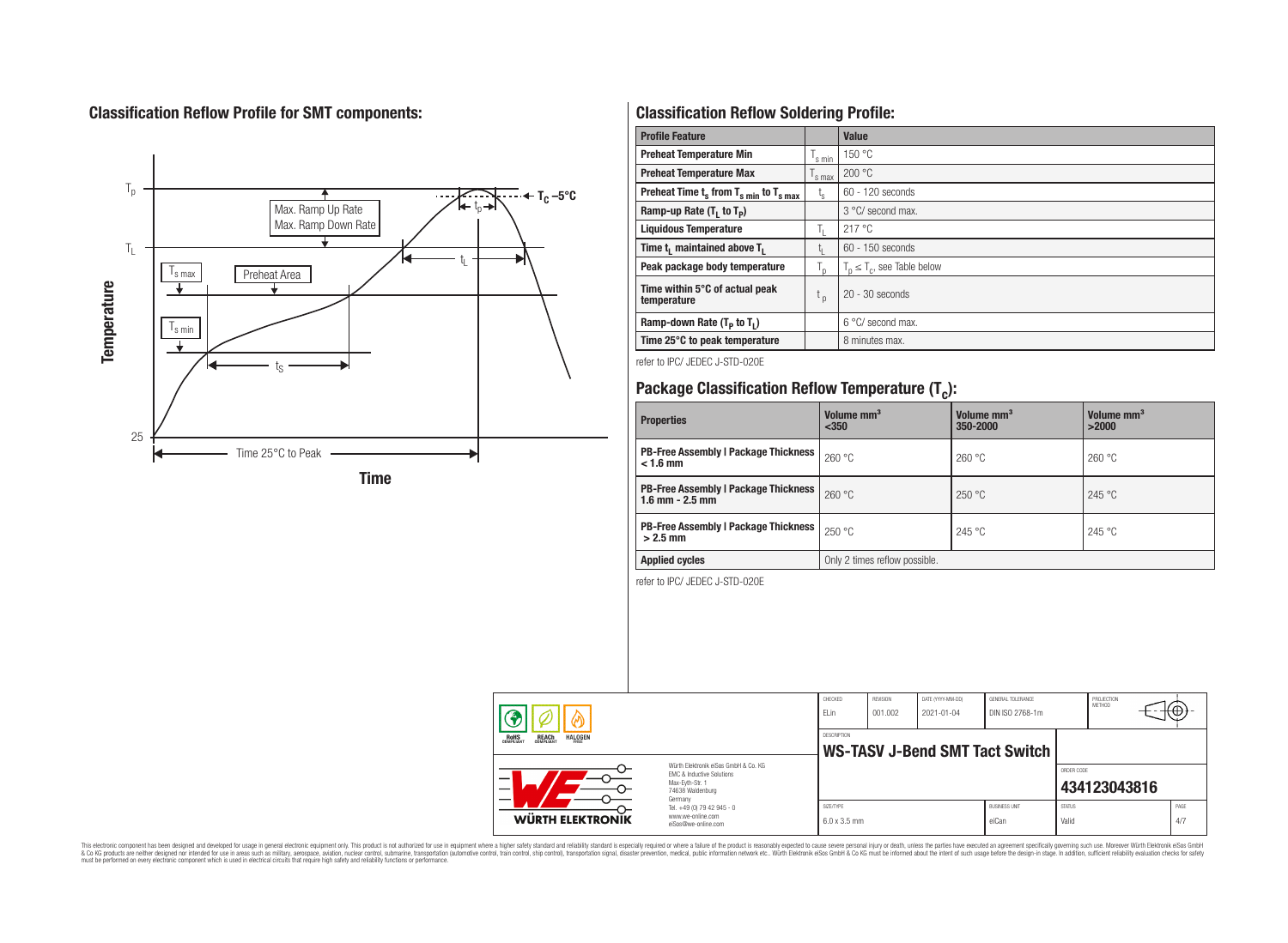## Classification Reflow Profile for SMT components:

## Classification Reflow Soldering Profile:

| Profile Feature | | Value |
|---|---|---|
| Preheat Temperature Min | $T_{s\ min}$ | 150 °C |
| Preheat Temperature Max | $T_{s\ max}$ | 200 °C |
| Preheat Time $t_s$ from $T_{s\ min}$ to $T_{s\ max}$ | $t_s$ | 60 - 120 seconds |
| Ramp-up Rate ($T_L$ to $T_P$) | | 3 °C/ second max. |
| Liquidous Temperature | $T_L$ | 217 °C |
| Time $t_L$ maintained above $T_L$ | $t_L$ | 60 - 150 seconds |
| Peak package body temperature | $T_p$ | $T_p \leq T_c$, see Table below |
| Time within 5°C of actual peak temperature | $t_p$ | 20 - 30 seconds |
| Ramp-down Rate ($T_P$ to $T_L$) | | 6 °C/ second max. |
| Time 25°C to peak temperature | | 8 minutes max. |

refer to IPC/ JEDEC J-STD-020E

## Package Classification Reflow Temperature ($T_C$):

| Properties | Volume mm³ <350 | Volume mm³ 350-2000 | Volume mm³ >2000 |
|---|---|---|---|
| PB-Free Assembly \| Package Thickness < 1.6 mm | 260 °C | 260 °C | 260 °C |
| PB-Free Assembly \| Package Thickness 1.6 mm - 2.5 mm | 260 °C | 250 °C | 245 °C |
| PB-Free Assembly \| Package Thickness > 2.5 mm | 250 °C | 245 °C | 245 °C |
| Applied cycles | Only 2 times reflow possible. | | |

refer to IPC/ JEDEC J-STD-020E

| CHECKED | REVISION | DATE (YYYY-MM-DD) | GENERAL TOLERANCE | PROJECTION METHOD |
|---|---|---|---|---|
| ELin | 001.002 | 2021-01-04 | DIN ISO 2768-1m | |

DESCRIPTION: **WS-TASV J-Bend SMT Tact Switch**

ORDER CODE: **434123043816**

| SIZE/TYPE | BUSINESS UNIT | STATUS | PAGE |
|---|---|---|---|
| 6.0 x 3.5 mm | eiCan | Valid | 4/7 |

Würth Elektronik eiSos GmbH & Co. KG
EMC & Inductive Solutions
Max-Eyth-Str. 1
74638 Waldenburg
Germany
Tel. +49 (0) 79 42 945 - 0
www.we-online.com
eiSos@we-online.com

This electronic component has been designed and developed for usage in general electronic equipment only. This product is not authorized for use in equipment where a higher safety standard and reliability standard is especially required or where a failure of the product is reasonably expected to cause severe personal injury or death, unless the parties have executed an agreement specifically governing such use. Moreover Würth Elektronik eiSos GmbH & Co KG products are neither designed nor intended for use in areas such as military, aerospace, aviation, nuclear control, submarine, transportation (automotive control, train control, ship control), transportation signal, disaster prevention, medical, public information network etc.. Würth Elektronik eiSos GmbH & Co KG must be informed about the intent of such usage before the design-in stage. In addition, sufficient reliability evaluation checks for safety must be performed on every electronic component which is used in electrical circuits that require high safety and reliability functions or performance.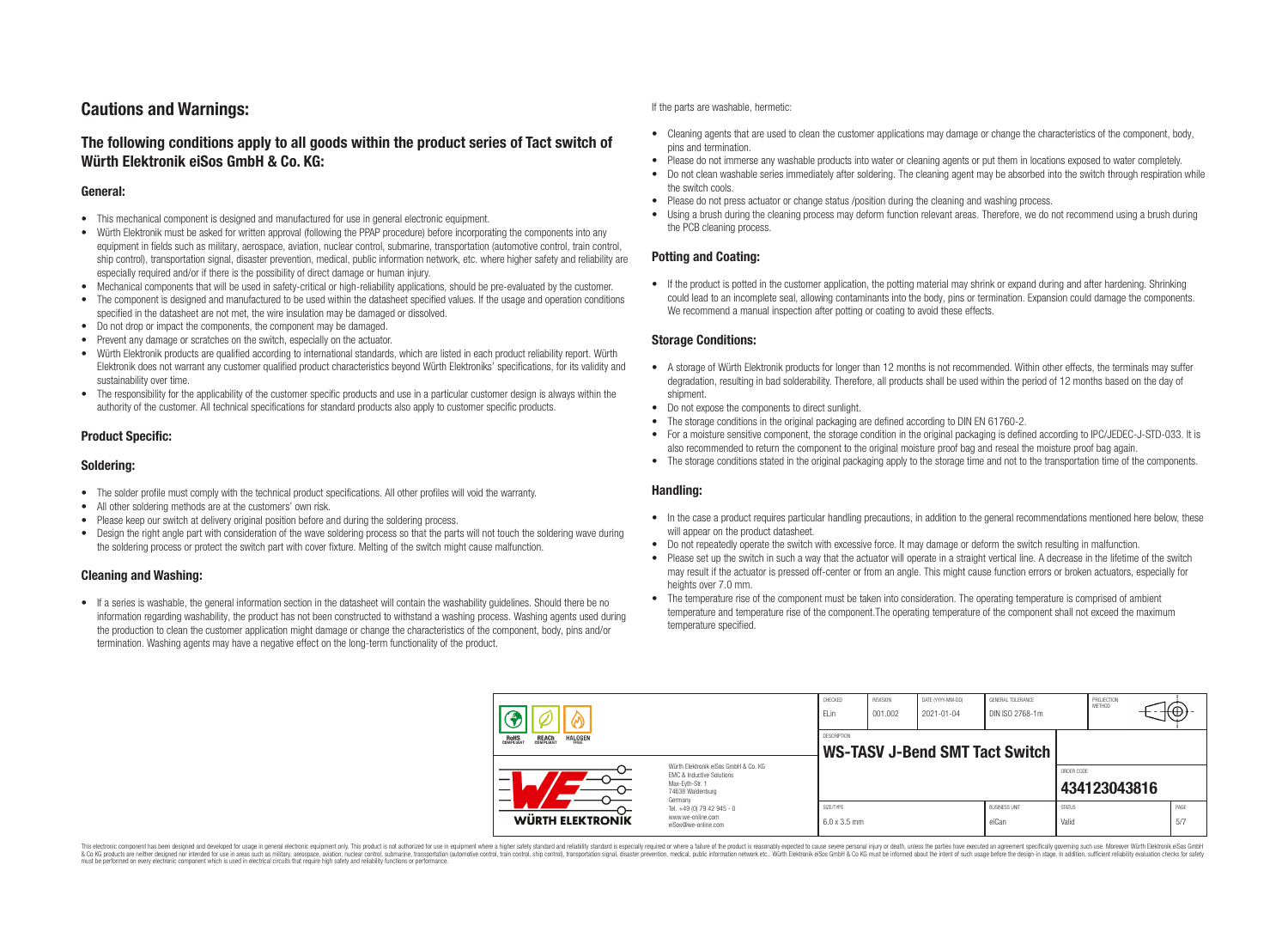# Cautions and Warnings:

## The following conditions apply to all goods within the product series of Tact switch of Würth Elektronik eiSos GmbH & Co. KG:

### General:

- This mechanical component is designed and manufactured for use in general electronic equipment.
- Würth Elektronik must be asked for written approval (following the PPAP procedure) before incorporating the components into any equipment in fields such as military, aerospace, aviation, nuclear control, submarine, transportation (automotive control, train control, ship control), transportation signal, disaster prevention, medical, public information network, etc. where higher safety and reliability are especially required and/or if there is the possibility of direct damage or human injury.
- Mechanical components that will be used in safety-critical or high-reliability applications, should be pre-evaluated by the customer.
- The component is designed and manufactured to be used within the datasheet specified values. If the usage and operation conditions specified in the datasheet are not met, the wire insulation may be damaged or dissolved.
- Do not drop or impact the components, the component may be damaged.
- Prevent any damage or scratches on the switch, especially on the actuator.
- Würth Elektronik products are qualified according to international standards, which are listed in each product reliability report. Würth Elektronik does not warrant any customer qualified product characteristics beyond Würth Elektroniks' specifications, for its validity and sustainability over time.
- The responsibility for the applicability of the customer specific products and use in a particular customer design is always within the authority of the customer. All technical specifications for standard products also apply to customer specific products.

### Product Specific:

### Soldering:

- The solder profile must comply with the technical product specifications. All other profiles will void the warranty.
- All other soldering methods are at the customers' own risk.
- Please keep our switch at delivery original position before and during the soldering process.
- Design the right angle part with consideration of the wave soldering process so that the parts will not touch the soldering wave during the soldering process or protect the switch part with cover fixture. Melting of the switch might cause malfunction.

### Cleaning and Washing:

- If a series is washable, the general information section in the datasheet will contain the washability guidelines. Should there be no information regarding washability, the product has not been constructed to withstand a washing process. Washing agents used during the production to clean the customer application might damage or change the characteristics of the component, body, pins and/or termination. Washing agents may have a negative effect on the long-term functionality of the product.

If the parts are washable, hermetic:

- Cleaning agents that are used to clean the customer applications may damage or change the characteristics of the component, body, pins and termination.
- Please do not immerse any washable products into water or cleaning agents or put them in locations exposed to water completely.
- Do not clean washable series immediately after soldering. The cleaning agent may be absorbed into the switch through respiration while the switch cools.
- Please do not press actuator or change status /position during the cleaning and washing process.
- Using a brush during the cleaning process may deform function relevant areas. Therefore, we do not recommend using a brush during the PCB cleaning process.

### Potting and Coating:

- If the product is potted in the customer application, the potting material may shrink or expand during and after hardening. Shrinking could lead to an incomplete seal, allowing contaminants into the body, pins or termination. Expansion could damage the components. We recommend a manual inspection after potting or coating to avoid these effects.

### Storage Conditions:

- A storage of Würth Elektronik products for longer than 12 months is not recommended. Within other effects, the terminals may suffer degradation, resulting in bad solderability. Therefore, all products shall be used within the period of 12 months based on the day of shipment.
- Do not expose the components to direct sunlight.
- The storage conditions in the original packaging are defined according to DIN EN 61760-2.
- For a moisture sensitive component, the storage condition in the original packaging is defined according to IPC/JEDEC-J-STD-033. It is also recommended to return the component to the original moisture proof bag and reseal the moisture proof bag again.
- The storage conditions stated in the original packaging apply to the storage time and not to the transportation time of the components.

### Handling:

- In the case a product requires particular handling precautions, in addition to the general recommendations mentioned here below, these will appear on the product datasheet.
- Do not repeatedly operate the switch with excessive force. It may damage or deform the switch resulting in malfunction.
- Please set up the switch in such a way that the actuator will operate in a straight vertical line. A decrease in the lifetime of the switch may result if the actuator is pressed off-center or from an angle. This might cause function errors or broken actuators, especially for heights over 7.0 mm.
- The temperature rise of the component must be taken into consideration. The operating temperature is comprised of ambient temperature and temperature rise of the component.The operating temperature of the component shall not exceed the maximum temperature specified.

| CHECKED | REVISION | DATE (YYYY-MM-DD) | GENERAL TOLERANCE | PROJECTION METHOD |
|---|---|---|---|---|
| ELin | 001.002 | 2021-01-04 | DIN ISO 2768-1m | |

DESCRIPTION: **WS-TASV J-Bend SMT Tact Switch**

ORDER CODE: **434123043816**

| SIZE/TYPE | BUSINESS UNIT | STATUS | PAGE |
|---|---|---|---|
| 6.0 x 3.5 mm | eiCan | Valid | 5/7 |

Würth Elektronik eiSos GmbH & Co. KG
EMC & Inductive Solutions
Max-Eyth-Str. 1
74638 Waldenburg
Germany
Tel. +49 (0) 79 42 945 - 0
www.we-online.com
eiSos@we-online.com

This electronic component has been designed and developed for usage in general electronic equipment only. This product is not authorized for use in equipment where a higher safety standard and reliability standard is especially required or where a failure of the product is reasonably expected to cause severe personal injury or death, unless the parties have executed an agreement specifically governing such use. Moreover Würth Elektronik eiSos GmbH & Co KG products are neither designed nor intended for use in areas such as military, aerospace, aviation, nuclear control, submarine, transportation (automotive control, train control, ship control), transportation signal, disaster prevention, medical, public information network etc.. Würth Elektronik eiSos GmbH & Co KG must be informed about the intent of such usage before the design-in stage. In addition, sufficient reliability evaluation checks for safety must be performed on every electronic component which is used in electrical circuits that require high safety and reliability functions or performance.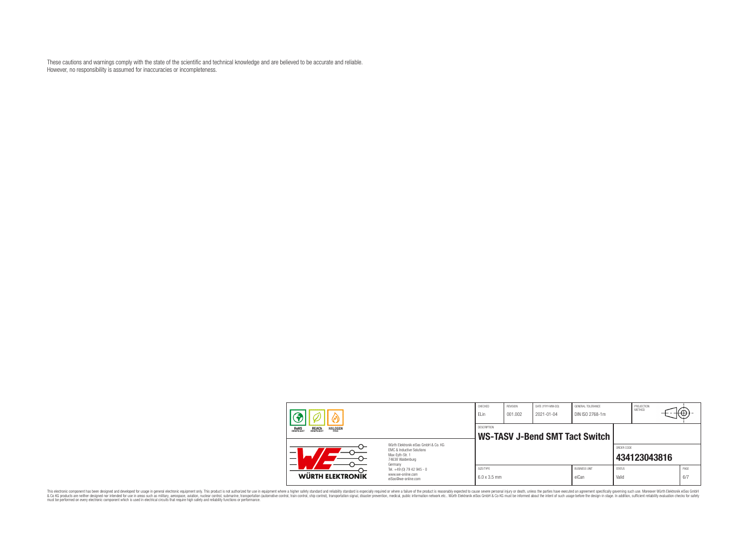These cautions and warnings comply with the state of the scientific and technical knowledge and are believed to be accurate and reliable.
However, no responsibility is assumed for inaccuracies or incompleteness.

| CHECKED | REVISION | DATE (YYYY-MM-DD) | GENERAL TOLERANCE | PROJECTION METHOD |
|---|---|---|---|---|
| ELin | 001.002 | 2021-01-04 | DIN ISO 2768-1m | |

DESCRIPTION

**WS-TASV J-Bend SMT Tact Switch**

ORDER CODE: **434123043816**

| SIZE/TYPE | BUSINESS UNIT | STATUS | PAGE |
|---|---|---|---|
| 6.0 x 3.5 mm | eiCan | Valid | 6/7 |

RoHS COMPLIANT · REACh COMPLIANT · HALOGEN FREE

WÜRTH ELEKTRONIK

Würth Elektronik eiSos GmbH & Co. KG
EMC & Inductive Solutions
Max-Eyth-Str. 1
74638 Waldenburg
Germany
Tel. +49 (0) 79 42 945 - 0
www.we-online.com
eiSos@we-online.com

This electronic component has been designed and developed for usage in general electronic equipment only. This product is not authorized for use in equipment where a higher safety standard and reliability standard is especially required or where a failure of the product is reasonably expected to cause severe personal injury or death, unless the parties have executed an agreement specifically governing such use. Moreover Würth Elektronik eiSos GmbH & Co KG products are neither designed nor intended for use in areas such as military, aerospace, aviation, nuclear control, submarine, transportation (automotive control, train control, ship control), transportation signal, disaster prevention, medical, public information network etc.. Würth Elektronik eiSos GmbH & Co KG must be informed about the intent of such usage before the design-in stage. In addition, sufficient reliability evaluation checks for safety must be performed on every electronic component which is used in electrical circuits that require high safety and reliability functions or performance.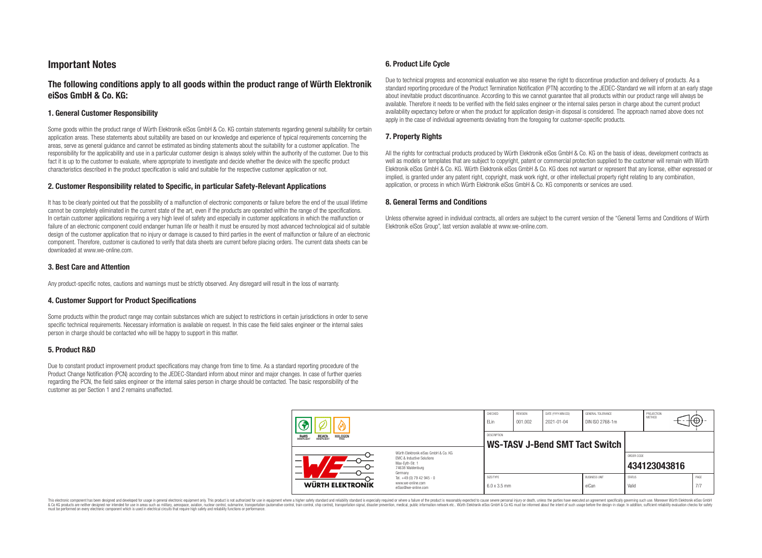# Important Notes

## The following conditions apply to all goods within the product range of Würth Elektronik eiSos GmbH & Co. KG:

### 1. General Customer Responsibility

Some goods within the product range of Würth Elektronik eiSos GmbH & Co. KG contain statements regarding general suitability for certain application areas. These statements about suitability are based on our knowledge and experience of typical requirements concerning the areas, serve as general guidance and cannot be estimated as binding statements about the suitability for a customer application. The responsibility for the applicability and use in a particular customer design is always solely within the authority of the customer. Due to this fact it is up to the customer to evaluate, where appropriate to investigate and decide whether the device with the specific product characteristics described in the product specification is valid and suitable for the respective customer application or not.

### 2. Customer Responsibility related to Specific, in particular Safety-Relevant Applications

It has to be clearly pointed out that the possibility of a malfunction of electronic components or failure before the end of the usual lifetime cannot be completely eliminated in the current state of the art, even if the products are operated within the range of the specifications. In certain customer applications requiring a very high level of safety and especially in customer applications in which the malfunction or failure of an electronic component could endanger human life or health it must be ensured by most advanced technological aid of suitable design of the customer application that no injury or damage is caused to third parties in the event of malfunction or failure of an electronic component. Therefore, customer is cautioned to verify that data sheets are current before placing orders. The current data sheets can be downloaded at www.we-online.com.

### 3. Best Care and Attention

Any product-specific notes, cautions and warnings must be strictly observed. Any disregard will result in the loss of warranty.

### 4. Customer Support for Product Specifications

Some products within the product range may contain substances which are subject to restrictions in certain jurisdictions in order to serve specific technical requirements. Necessary information is available on request. In this case the field sales engineer or the internal sales person in charge should be contacted who will be happy to support in this matter.

### 5. Product R&D

Due to constant product improvement product specifications may change from time to time. As a standard reporting procedure of the Product Change Notification (PCN) according to the JEDEC-Standard inform about minor and major changes. In case of further queries regarding the PCN, the field sales engineer or the internal sales person in charge should be contacted. The basic responsibility of the customer as per Section 1 and 2 remains unaffected.

### 6. Product Life Cycle

Due to technical progress and economical evaluation we also reserve the right to discontinue production and delivery of products. As a standard reporting procedure of the Product Termination Notification (PTN) according to the JEDEC-Standard we will inform at an early stage about inevitable product discontinuance. According to this we cannot guarantee that all products within our product range will always be available. Therefore it needs to be verified with the field sales engineer or the internal sales person in charge about the current product availability expectancy before or when the product for application design-in disposal is considered. The approach named above does not apply in the case of individual agreements deviating from the foregoing for customer-specific products.

### 7. Property Rights

All the rights for contractual products produced by Würth Elektronik eiSos GmbH & Co. KG on the basis of ideas, development contracts as well as models or templates that are subject to copyright, patent or commercial protection supplied to the customer will remain with Würth Elektronik eiSos GmbH & Co. KG. Würth Elektronik eiSos GmbH & Co. KG does not warrant or represent that any license, either expressed or implied, is granted under any patent right, copyright, mask work right, or other intellectual property right relating to any combination, application, or process in which Würth Elektronik eiSos GmbH & Co. KG components or services are used.

### 8. General Terms and Conditions

Unless otherwise agreed in individual contracts, all orders are subject to the current version of the "General Terms and Conditions of Würth Elektronik eiSos Group", last version available at www.we-online.com.

| | | | | | | |
|---|---|---|---|---|---|---|
| CHECKED: ELin | REVISION: 001.002 | DATE (YYYY-MM-DD): 2021-01-04 | GENERAL TOLERANCE: DIN ISO 2768-1m | PROJECTION METHOD | | |
| DESCRIPTION: **WS-TASV J-Bend SMT Tact Switch** | | | | | | |
| Würth Elektronik eiSos GmbH & Co. KG, EMC & Inductive Solutions, Max-Eyth-Str. 1, 74638 Waldenburg, Germany, Tel. +49 (0) 79 42 945 - 0, www.we-online.com, eiSos@we-online.com | | | | ORDER CODE: **434123043816** | | |
| SIZE/TYPE: 6.0 x 3.5 mm | | | BUSINESS UNIT: eiCan | STATUS: Valid | | PAGE: 7/7 |

This electronic component has been designed and developed for usage in general electronic equipment only. This product is not authorized for use in equipment where a higher safety standard and reliability standard is especially required or where a failure of the product is reasonably expected to cause severe personal injury or death, unless the parties have executed an agreement specifically governing such use. Moreover Würth Elektronik eiSos GmbH & Co KG products are neither designed nor intended for use in areas such as military, aerospace, aviation, nuclear control, submarine, transportation (automotive control, train control, ship control), transportation signal, disaster prevention, medical, public information network etc.. Würth Elektronik eiSos GmbH & Co KG must be informed about the intent of such usage before the design-in stage. In addition, sufficient reliability evaluation checks for safety must be performed on every electronic component which is used in electrical circuits that require high safety and reliability functions or performance.